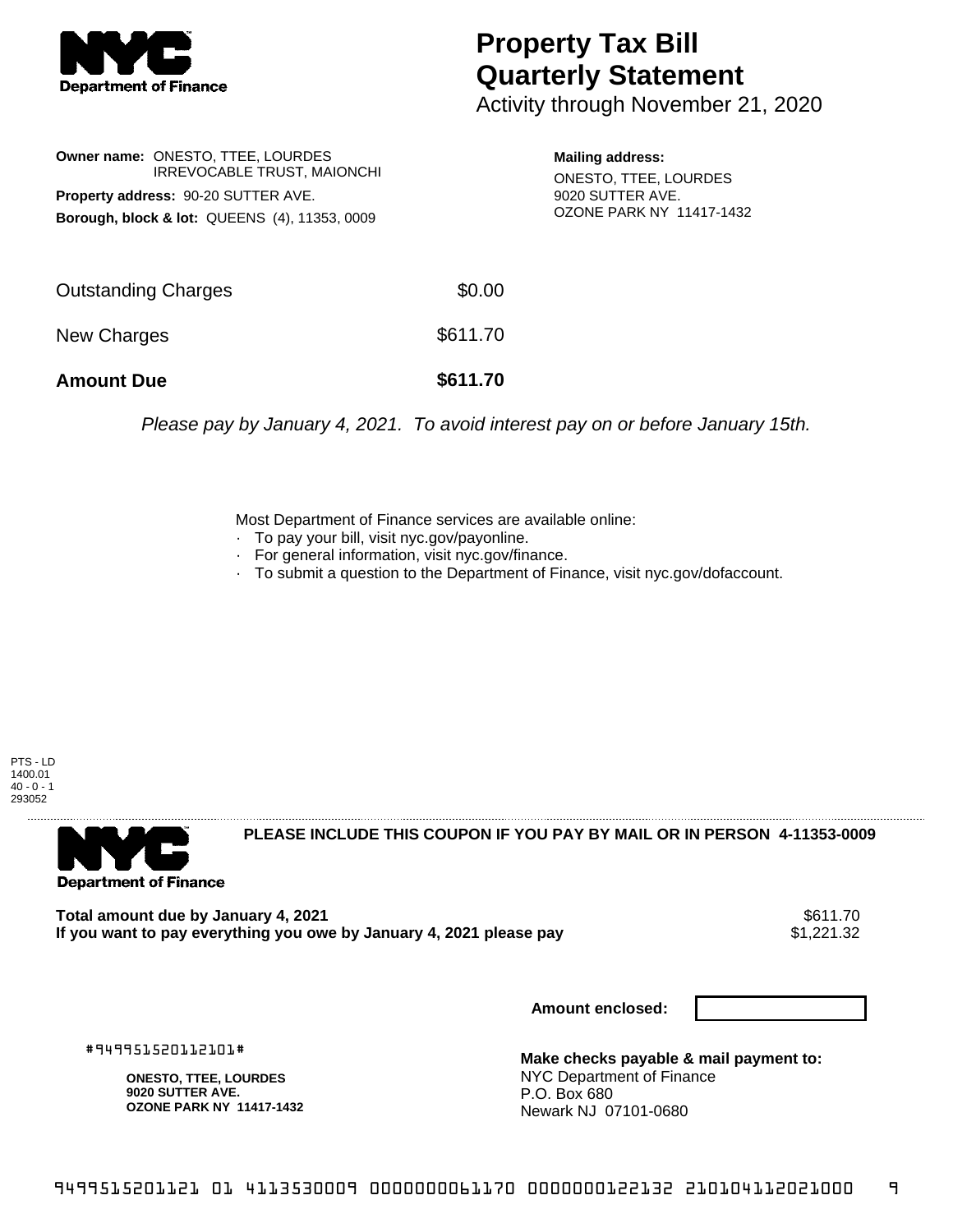# Property Tax Bill Quarterly Statement

Activity through November 21, 2020

**Owner name:** ONESTO, TTEE, LOURDES IRREVOCABLE TRUST, MAIONCHI

**Property address:** 90-20 SUTTER AVE.

**Borough, block & lot:** QUEENS (4), 11353, 0009

**Mailing address:**
ONESTO, TTEE, LOURDES
9020 SUTTER AVE.
OZONE PARK NY 11417-1432

| | |
|---|---|
| Outstanding Charges | $0.00 |
| New Charges | $611.70 |
| **Amount Due** | **$611.70** |

*Please pay by January 4, 2021. To avoid interest pay on or before January 15th.*

Most Department of Finance services are available online:
- To pay your bill, visit nyc.gov/payonline.
- For general information, visit nyc.gov/finance.
- To submit a question to the Department of Finance, visit nyc.gov/dofaccount.

PTS - LD
1400.01
40 - 0 - 1
293052

**PLEASE INCLUDE THIS COUPON IF YOU PAY BY MAIL OR IN PERSON 4-11353-0009**

**Total amount due by January 4, 2021** $611.70

**If you want to pay everything you owe by January 4, 2021 please pay** $1,221.32

**Amount enclosed:**

#949951520112101#

**ONESTO, TTEE, LOURDES**
**9020 SUTTER AVE.**
**OZONE PARK NY 11417-1432**

**Make checks payable & mail payment to:**
NYC Department of Finance
P.O. Box 680
Newark NJ 07101-0680

9499515201121 01 4113530009 0000000061170 0000000122132 210104112021000 9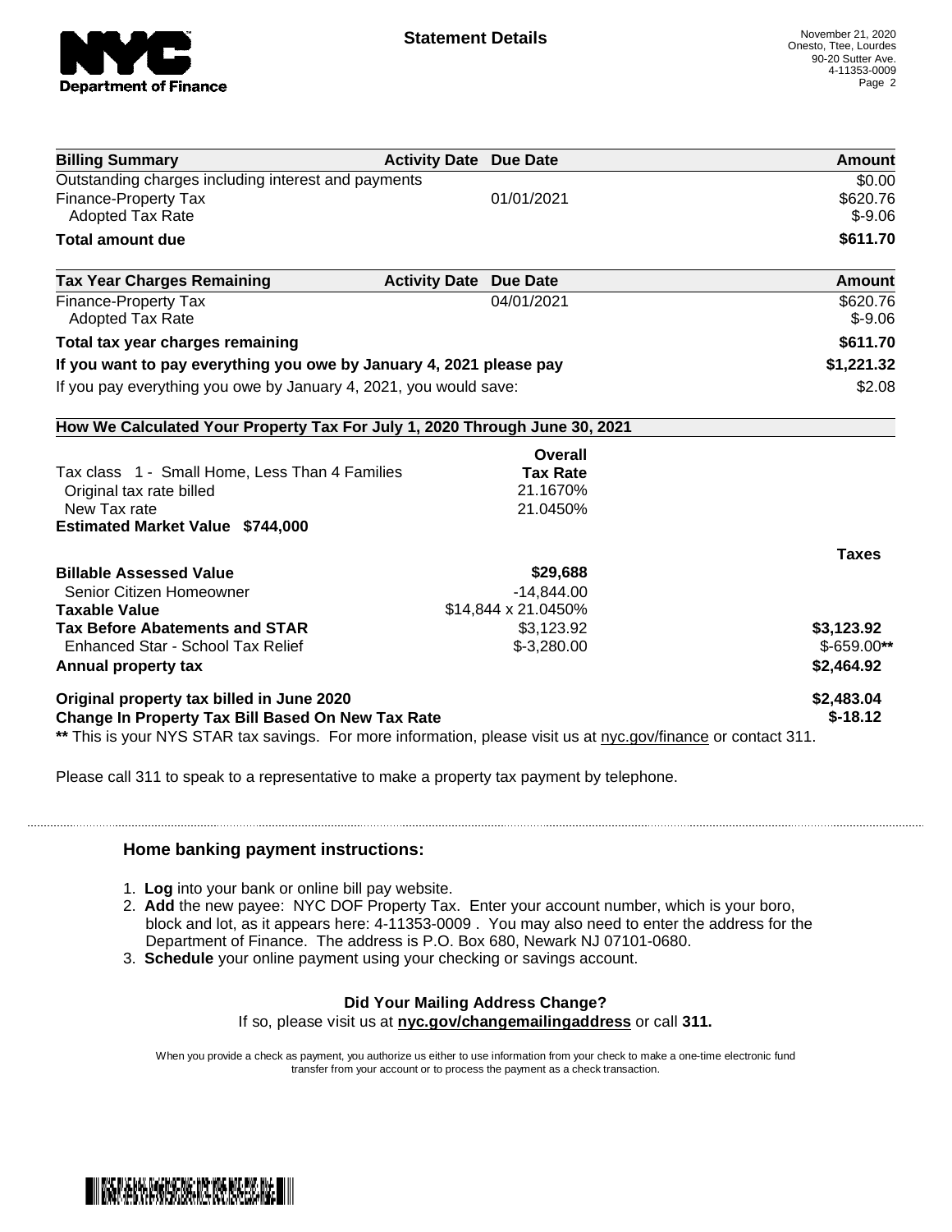**Statement Details**

November 21, 2020
Onesto, Ttee, Lourdes
90-20 Sutter Ave.
4-11353-0009

| Billing Summary | Activity Date | Due Date | Amount |
|---|---|---|---|
| Outstanding charges including interest and payments | | | $0.00 |
| Finance-Property Tax | | 01/01/2021 | $620.76 |
| Adopted Tax Rate | | | $-9.06 |
| **Total amount due** | | | **$611.70** |

| Tax Year Charges Remaining | Activity Date | Due Date | Amount |
|---|---|---|---|
| Finance-Property Tax | | 04/01/2021 | $620.76 |
| Adopted Tax Rate | | | $-9.06 |
| **Total tax year charges remaining** | | | **$611.70** |
| **If you want to pay everything you owe by January 4, 2021 please pay** | | | **$1,221.32** |
| If you pay everything you owe by January 4, 2021, you would save: | | | $2.08 |

**How We Calculated Your Property Tax For July 1, 2020 Through June 30, 2021**

| | Overall Tax Rate | Taxes |
|---|---|---|
| Tax class 1 - Small Home, Less Than 4 Families | | |
| Original tax rate billed | 21.1670% | |
| New Tax rate | 21.0450% | |
| **Estimated Market Value $744,000** | | |
| **Billable Assessed Value** | **$29,688** | |
| Senior Citizen Homeowner | -14,844.00 | |
| **Taxable Value** | $14,844 x 21.0450% | |
| **Tax Before Abatements and STAR** | $3,123.92 | **$3,123.92** |
| Enhanced Star - School Tax Relief | $-3,280.00 | $-659.00** |
| **Annual property tax** | | **$2,464.92** |
| **Original property tax billed in June 2020** | | **$2,483.04** |
| **Change In Property Tax Bill Based On New Tax Rate** | | **$-18.12** |

** This is your NYS STAR tax savings. For more information, please visit us at nyc.gov/finance or contact 311.

Please call 311 to speak to a representative to make a property tax payment by telephone.

### Home banking payment instructions:

1. **Log** into your bank or online bill pay website.
2. **Add** the new payee: NYC DOF Property Tax. Enter your account number, which is your boro, block and lot, as it appears here: 4-11353-0009 . You may also need to enter the address for the Department of Finance. The address is P.O. Box 680, Newark NJ 07101-0680.
3. **Schedule** your online payment using your checking or savings account.

**Did Your Mailing Address Change?**
If so, please visit us at **nyc.gov/changemailingaddress** or call **311.**

When you provide a check as payment, you authorize us either to use information from your check to make a one-time electronic fund transfer from your account or to process the payment as a check transaction.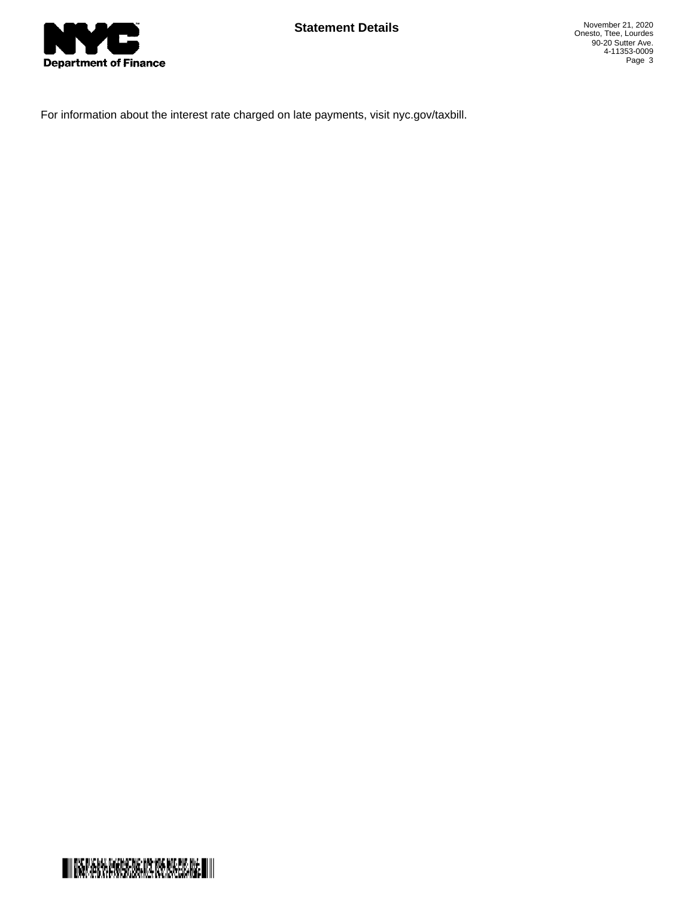For information about the interest rate charged on late payments, visit nyc.gov/taxbill.